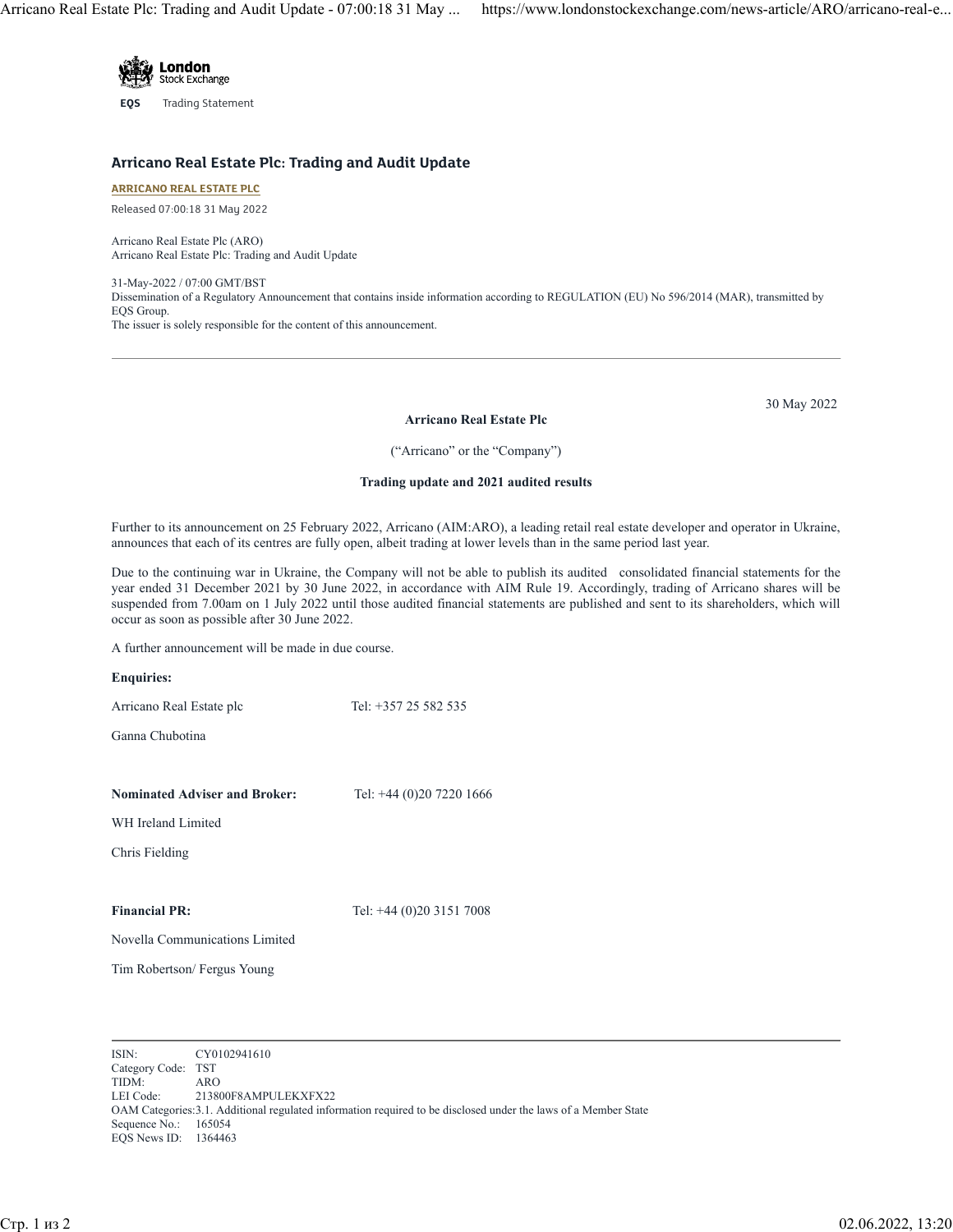London Stock Exchange

EQS Trading Statement

# Arricano Real Estate Plc: Trading and Audit Update

ARRICANO REAL ESTATE PLC

Released 07:00:18 31 May 2022

Arricano Real Estate Plc (ARO)
Arricano Real Estate Plc: Trading and Audit Update

31-May-2022 / 07:00 GMT/BST
Dissemination of a Regulatory Announcement that contains inside information according to REGULATION (EU) No 596/2014 (MAR), transmitted by EQS Group.
The issuer is solely responsible for the content of this announcement.

---

30 May 2022

**Arricano Real Estate Plc**

("Arricano" or the "Company")

**Trading update and 2021 audited results**

Further to its announcement on 25 February 2022, Arricano (AIM:ARO), a leading retail real estate developer and operator in Ukraine, announces that each of its centres are fully open, albeit trading at lower levels than in the same period last year.

Due to the continuing war in Ukraine, the Company will not be able to publish its audited consolidated financial statements for the year ended 31 December 2021 by 30 June 2022, in accordance with AIM Rule 19. Accordingly, trading of Arricano shares will be suspended from 7.00am on 1 July 2022 until those audited financial statements are published and sent to its shareholders, which will occur as soon as possible after 30 June 2022.

A further announcement will be made in due course.

**Enquiries:**

Arricano Real Estate plc Tel: +357 25 582 535

Ganna Chubotina

**Nominated Adviser and Broker:** Tel: +44 (0)20 7220 1666

WH Ireland Limited

Chris Fielding

**Financial PR:** Tel: +44 (0)20 3151 7008

Novella Communications Limited

Tim Robertson/ Fergus Young

---

ISIN: CY0102941610
Category Code: TST
TIDM: ARO
LEI Code: 213800F8AMPULEKXFX22
OAM Categories: 3.1. Additional regulated information required to be disclosed under the laws of a Member State
Sequence No.: 165054
EQS News ID: 1364463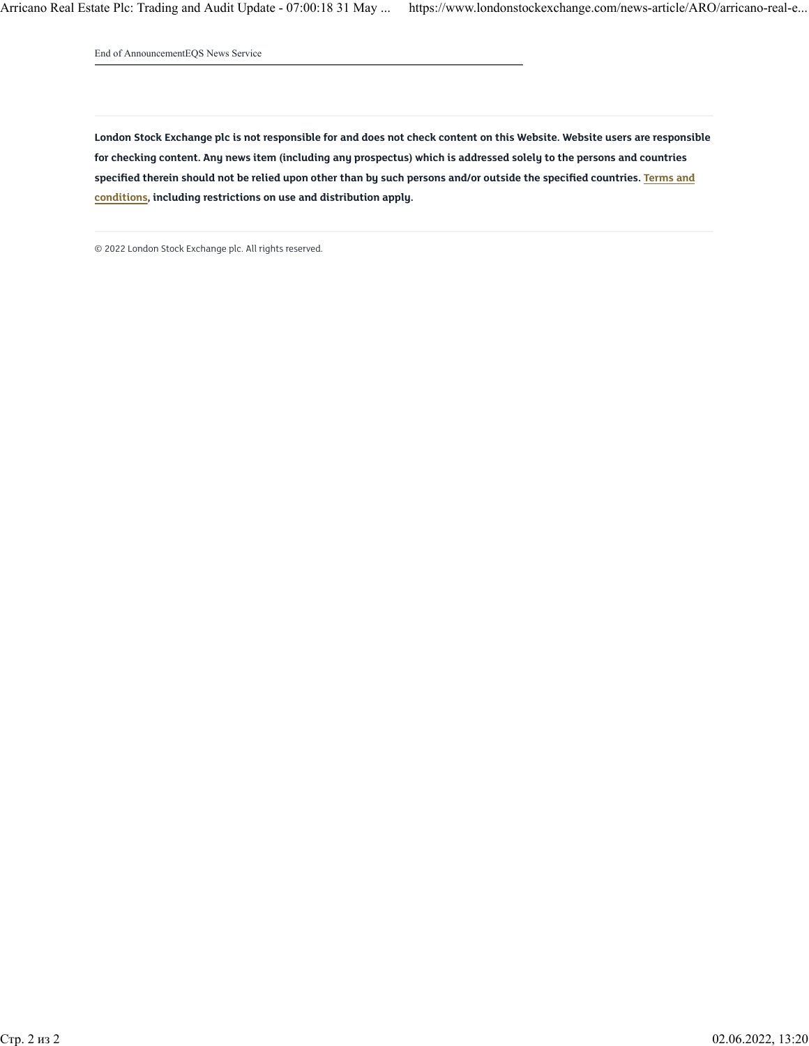End of AnnouncementEQS News Service

---

**London Stock Exchange plc is not responsible for and does not check content on this Website. Website users are responsible for checking content. Any news item (including any prospectus) which is addressed solely to the persons and countries specified therein should not be relied upon other than by such persons and/or outside the specified countries. Terms and conditions, including restrictions on use and distribution apply.**

---

© 2022 London Stock Exchange plc. All rights reserved.